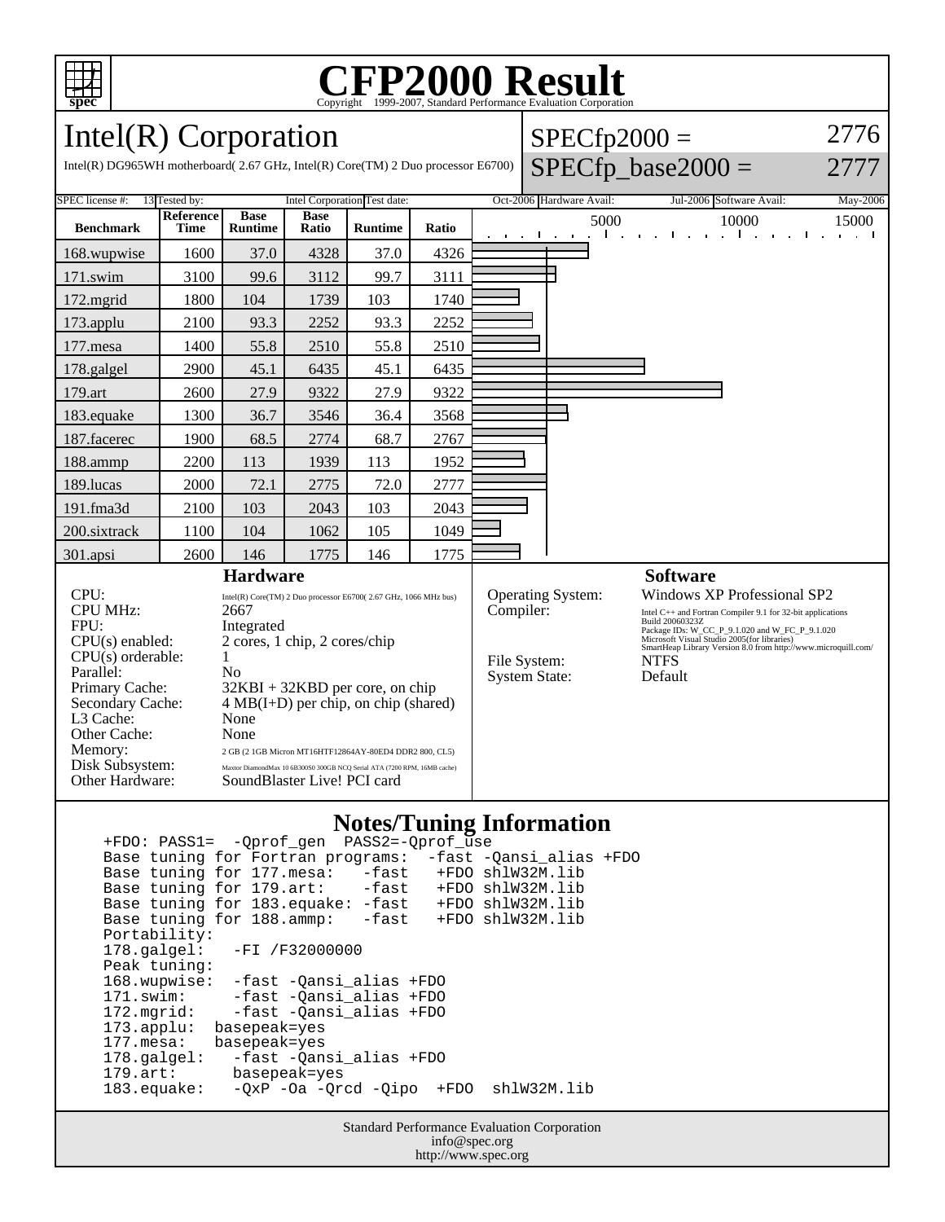# CFP2000 Result

Copyright 1999-2007, Standard Performance Evaluation Corporation

## Intel(R) Corporation

Intel(R) DG965WH motherboard( 2.67 GHz, Intel(R) Core(TM) 2 Duo processor E6700)

SPECfp2000 = 2776

SPECfp_base2000 = 2777

| SPEC license #: | 13 | Tested by: | Intel Corporation | Test date: | Oct-2006 | Hardware Avail: | Jul-2006 | Software Avail: | May-2006 |
|---|---|---|---|---|---|---|---|---|---|

| Benchmark | Reference Time | Base Runtime | Base Ratio | Runtime | Ratio |
|---|---|---|---|---|---|
| 168.wupwise | 1600 | 37.0 | 4328 | 37.0 | 4326 |
| 171.swim | 3100 | 99.6 | 3112 | 99.7 | 3111 |
| 172.mgrid | 1800 | 104 | 1739 | 103 | 1740 |
| 173.applu | 2100 | 93.3 | 2252 | 93.3 | 2252 |
| 177.mesa | 1400 | 55.8 | 2510 | 55.8 | 2510 |
| 178.galgel | 2900 | 45.1 | 6435 | 45.1 | 6435 |
| 179.art | 2600 | 27.9 | 9322 | 27.9 | 9322 |
| 183.equake | 1300 | 36.7 | 3546 | 36.4 | 3568 |
| 187.facerec | 1900 | 68.5 | 2774 | 68.7 | 2767 |
| 188.ammp | 2200 | 113 | 1939 | 113 | 1952 |
| 189.lucas | 2000 | 72.1 | 2775 | 72.0 | 2777 |
| 191.fma3d | 2100 | 103 | 2043 | 103 | 2043 |
| 200.sixtrack | 1100 | 104 | 1062 | 105 | 1049 |
| 301.apsi | 2600 | 146 | 1775 | 146 | 1775 |

### Hardware

| | |
|---|---|
| CPU: | Intel(R) Core(TM) 2 Duo processor E6700( 2.67 GHz, 1066 MHz bus) |
| CPU MHz: | 2667 |
| FPU: | Integrated |
| CPU(s) enabled: | 2 cores, 1 chip, 2 cores/chip |
| CPU(s) orderable: | 1 |
| Parallel: | No |
| Primary Cache: | 32KBI + 32KBD per core, on chip |
| Secondary Cache: | 4 MB(I+D) per chip, on chip (shared) |
| L3 Cache: | None |
| Other Cache: | None |
| Memory: | 2 GB (2 1GB Micron MT16HTF12864AY-80ED4 DDR2 800, CL5) |
| Disk Subsystem: | Maxtor DiamondMax 10 6B300S0 300GB NCQ Serial ATA (7200 RPM, 16MB cache) |
| Other Hardware: | SoundBlaster Live! PCI card |

### Software

| | |
|---|---|
| Operating System: | Windows XP Professional SP2 |
| Compiler: | Intel C++ and Fortran Compiler 9.1 for 32-bit applications Build 20060323Z Package IDs: W_CC_P_9.1.020 and W_FC_P_9.1.020 Microsoft Visual Studio 2005(for libraries) SmartHeap Library Version 8.0 from http://www.microquill.com/ |
| File System: | NTFS |
| System State: | Default |

### Notes/Tuning Information

```
+FDO: PASS1=  -Qprof_gen  PASS2=-Qprof_use
Base tuning for Fortran programs:  -fast -Qansi_alias +FDO
Base tuning for 177.mesa:   -fast   +FDO shlW32M.lib
Base tuning for 179.art:    -fast   +FDO shlW32M.lib
Base tuning for 183.equake: -fast   +FDO shlW32M.lib
Base tuning for 188.ammp:   -fast   +FDO shlW32M.lib
Portability:
178.galgel:   -FI /F32000000
Peak tuning:
168.wupwise:  -fast -Qansi_alias +FDO
171.swim:     -fast -Qansi_alias +FDO
172.mgrid:    -fast -Qansi_alias +FDO
173.applu:  basepeak=yes
177.mesa:   basepeak=yes
178.galgel:   -fast -Qansi_alias +FDO
179.art:      basepeak=yes
183.equake:   -QxP -Oa -Qrcd -Qipo  +FDO  shlW32M.lib
```

Standard Performance Evaluation Corporation
info@spec.org
http://www.spec.org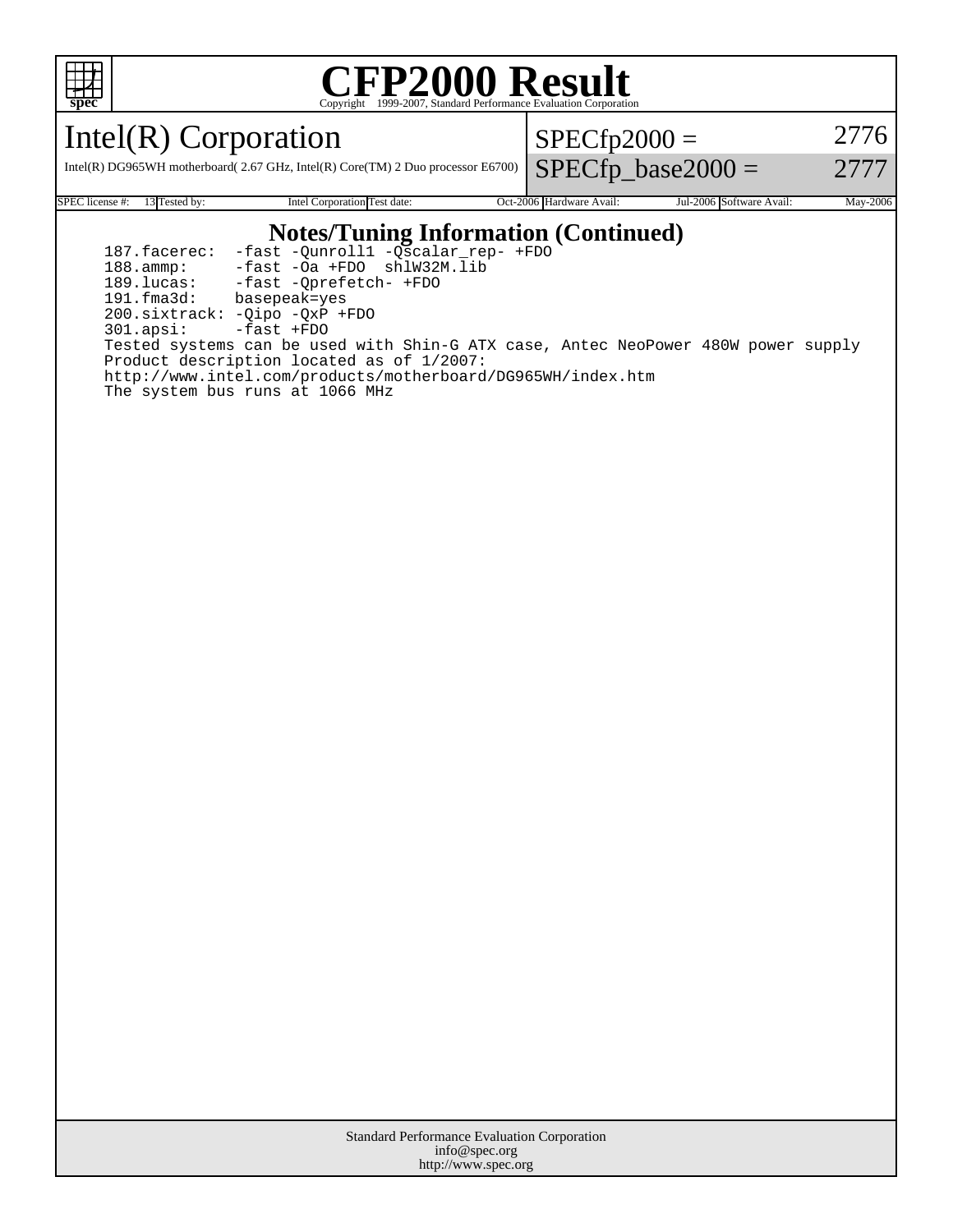# CFP2000 Result

Copyright 1999-2007, Standard Performance Evaluation Corporation

## Intel(R) Corporation

Intel(R) DG965WH motherboard( 2.67 GHz, Intel(R) Core(TM) 2 Duo processor E6700)

SPECfp2000 = 2776

SPECfp_base2000 = 2777

| SPEC license #: | 13 | Tested by: | Intel Corporation | Test date: | Oct-2006 | Hardware Avail: | Jul-2006 | Software Avail: | May-2006 |
|---|---|---|---|---|---|---|---|---|---|

### Notes/Tuning Information (Continued)

```
187.facerec:  -fast -Qunroll1 -Qscalar_rep- +FDO
188.ammp:     -fast -Oa +FDO  shlW32M.lib
189.lucas:    -fast -Qprefetch- +FDO
191.fma3d:    basepeak=yes
200.sixtrack: -Qipo -QxP +FDO
301.apsi:     -fast +FDO
Tested systems can be used with Shin-G ATX case, Antec NeoPower 480W power supply
Product description located as of 1/2007:
http://www.intel.com/products/motherboard/DG965WH/index.htm
The system bus runs at 1066 MHz
```

Standard Performance Evaluation Corporation
info@spec.org
http://www.spec.org